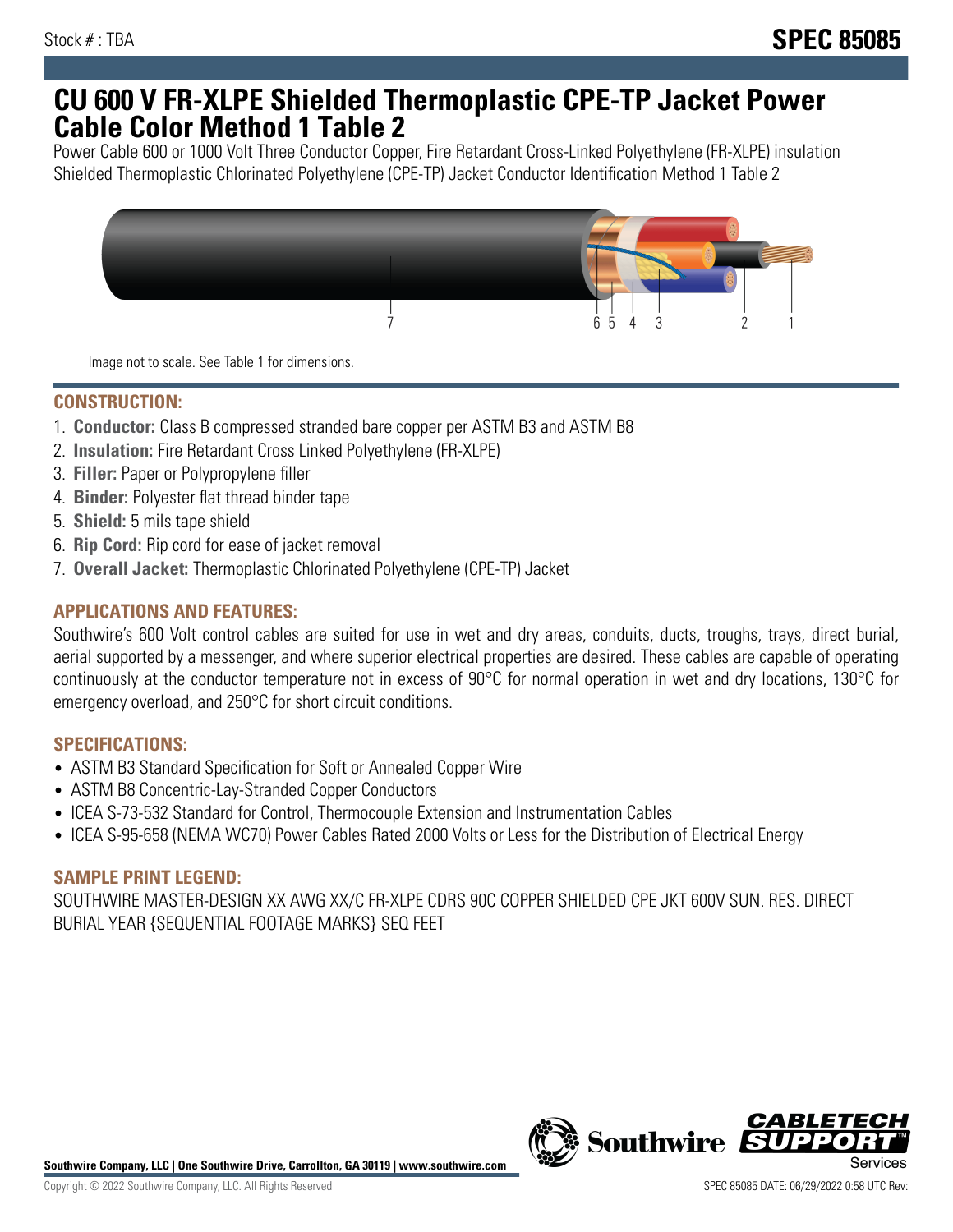Stock # : TBA

**SPEC 85085**

# CU 600 V FR-XLPE Shielded Thermoplastic CPE-TP Jacket Power Cable Color Method 1 Table 2

Power Cable 600 or 1000 Volt Three Conductor Copper, Fire Retardant Cross-Linked Polyethylene (FR-XLPE) insulation Shielded Thermoplastic Chlorinated Polyethylene (CPE-TP) Jacket Conductor Identification Method 1 Table 2

7 6 5 4 3 2 1

Image not to scale. See Table 1 for dimensions.

## CONSTRUCTION:

1. **Conductor:** Class B compressed stranded bare copper per ASTM B3 and ASTM B8
2. **Insulation:** Fire Retardant Cross Linked Polyethylene (FR-XLPE)
3. **Filler:** Paper or Polypropylene filler
4. **Binder:** Polyester flat thread binder tape
5. **Shield:** 5 mils tape shield
6. **Rip Cord:** Rip cord for ease of jacket removal
7. **Overall Jacket:** Thermoplastic Chlorinated Polyethylene (CPE-TP) Jacket

## APPLICATIONS AND FEATURES:

Southwire's 600 Volt control cables are suited for use in wet and dry areas, conduits, ducts, troughs, trays, direct burial, aerial supported by a messenger, and where superior electrical properties are desired. These cables are capable of operating continuously at the conductor temperature not in excess of 90°C for normal operation in wet and dry locations, 130°C for emergency overload, and 250°C for short circuit conditions.

## SPECIFICATIONS:

- ASTM B3 Standard Specification for Soft or Annealed Copper Wire
- ASTM B8 Concentric-Lay-Stranded Copper Conductors
- ICEA S-73-532 Standard for Control, Thermocouple Extension and Instrumentation Cables
- ICEA S-95-658 (NEMA WC70) Power Cables Rated 2000 Volts or Less for the Distribution of Electrical Energy

## SAMPLE PRINT LEGEND:

SOUTHWIRE MASTER-DESIGN XX AWG XX/C FR-XLPE CDRS 90C COPPER SHIELDED CPE JKT 600V SUN. RES. DIRECT BURIAL YEAR {SEQUENTIAL FOOTAGE MARKS} SEQ FEET

**Southwire Company, LLC | One Southwire Drive, Carrollton, GA 30119 | www.southwire.com**

Copyright © 2022 Southwire Company, LLC. All Rights Reserved

SPEC 85085 DATE: 06/29/2022 0:58 UTC Rev: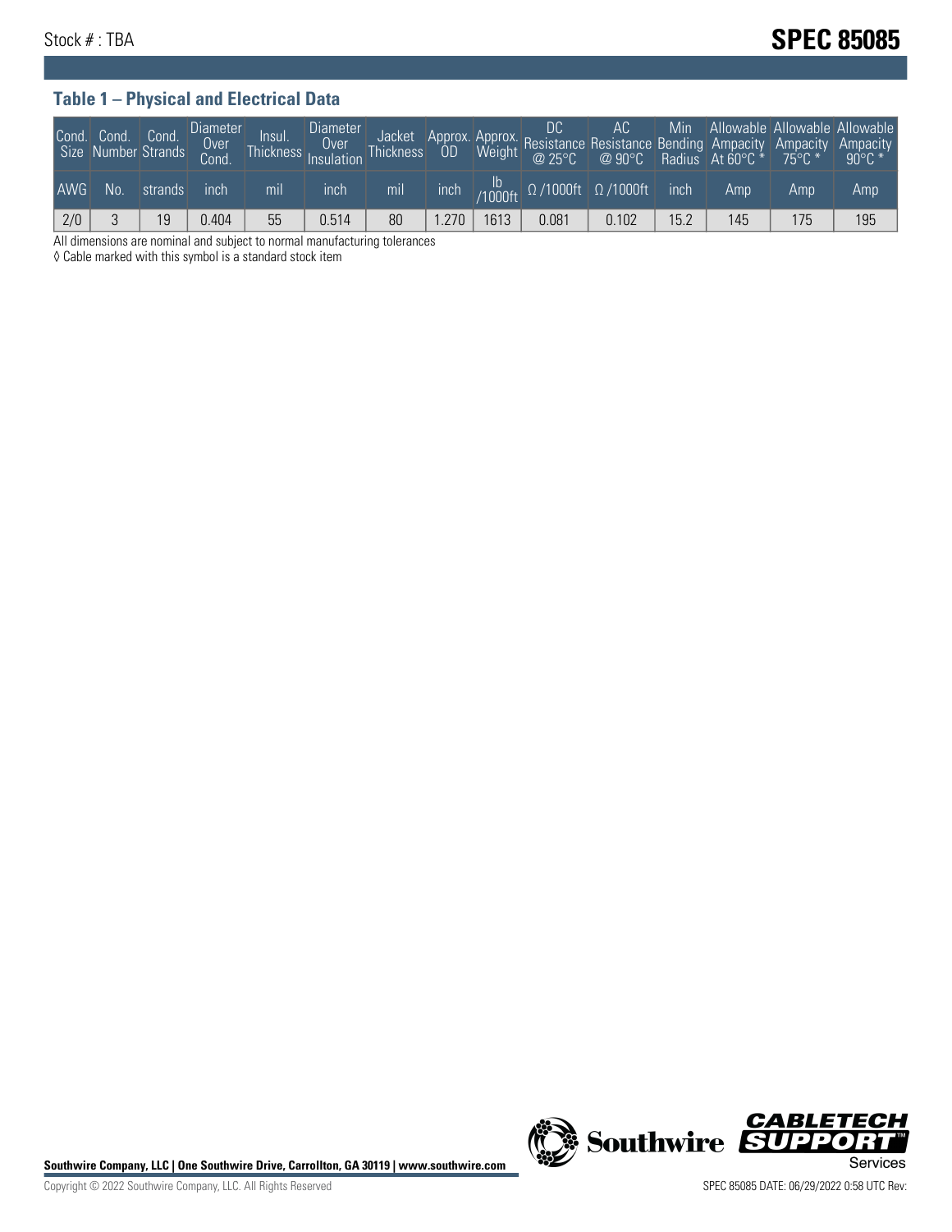Stock # : TBA

# SPEC 85085

### Table 1 – Physical and Electrical Data

| Cond. Size | Cond. Number | Cond. Strands | Diameter Over Cond. | Insul. Thickness | Diameter Over Insulation | Jacket Thickness | Approx. OD | Approx. Weight | DC Resistance @ 25°C | AC Resistance @ 90°C | Min Bending Radius | Allowable Ampacity At 60°C * | Allowable Ampacity 75°C * | Allowable Ampacity 90°C * |
|---|---|---|---|---|---|---|---|---|---|---|---|---|---|---|
| AWG | No. | strands | inch | mil | inch | mil | inch | lb /1000ft | Ω /1000ft | Ω /1000ft | inch | Amp | Amp | Amp |
| 2/0 | 3 | 19 | 0.404 | 55 | 0.514 | 80 | 1.270 | 1613 | 0.081 | 0.102 | 15.2 | 145 | 175 | 195 |

All dimensions are nominal and subject to normal manufacturing tolerances

◊ Cable marked with this symbol is a standard stock item

Southwire Company, LLC | One Southwire Drive, Carrollton, GA 30119 | www.southwire.com

Copyright © 2022 Southwire Company, LLC. All Rights Reserved

SPEC 85085 DATE: 06/29/2022 0:58 UTC Rev: